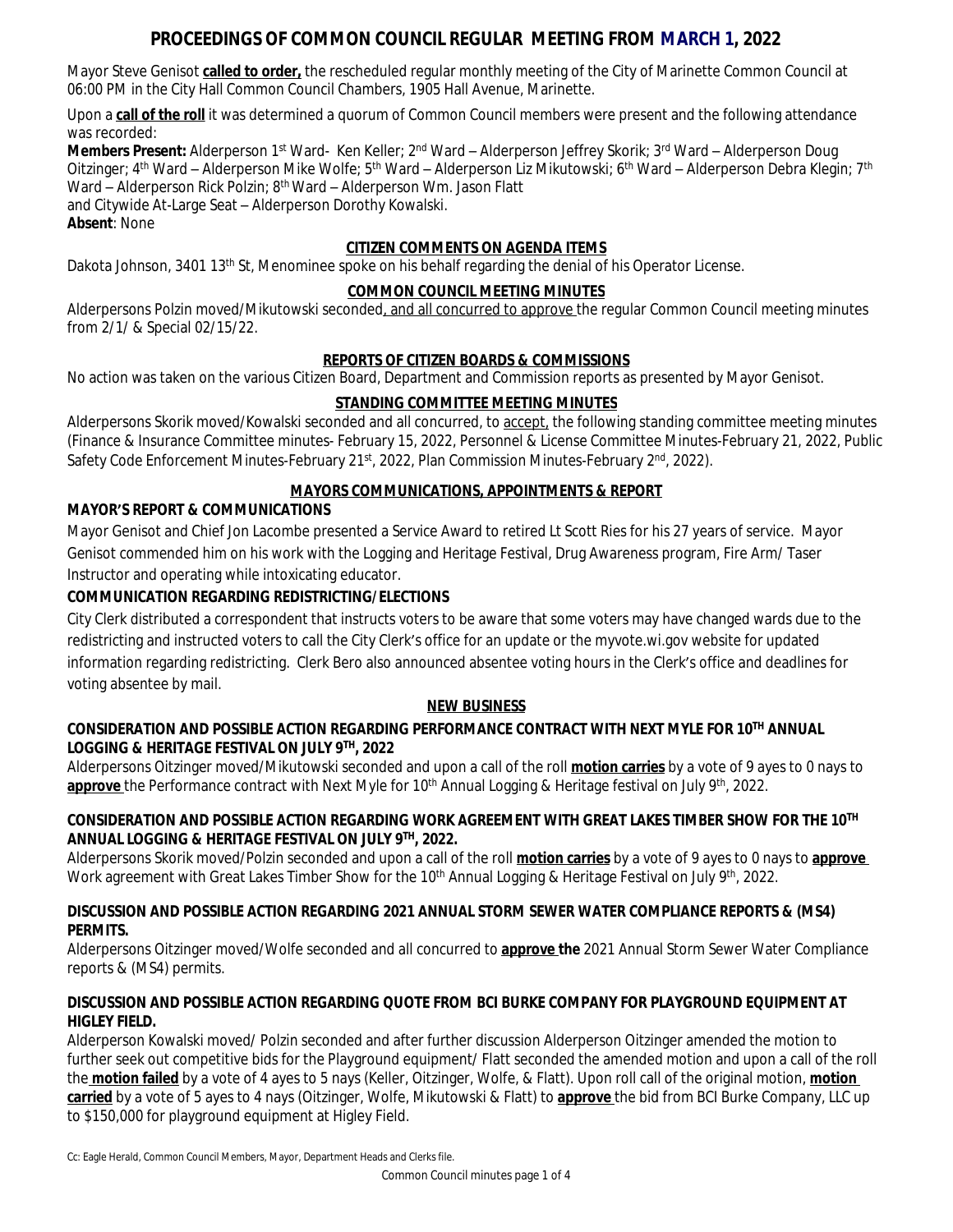# PROCEEDINGS OF COMMON COUNCIL REGULAR MEETING FROM MARCH 1, 2022

Mayor Steve Genisot **called to order,** the rescheduled regular monthly meeting of the City of Marinette Common Council at 06:00 PM in the City Hall Common Council Chambers, 1905 Hall Avenue, Marinette.

Upon a **call of the roll** it was determined a quorum of Common Council members were present and the following attendance was recorded:

**Members Present:** Alderperson 1st Ward- Ken Keller; 2nd Ward – Alderperson Jeffrey Skorik; 3rd Ward – Alderperson Doug Oitzinger; 4th Ward – Alderperson Mike Wolfe; 5th Ward – Alderperson Liz Mikutowski; 6th Ward – Alderperson Debra Klegin; 7th Ward – Alderperson Rick Polzin; 8th Ward – Alderperson Wm. Jason Flatt and Citywide At-Large Seat – Alderperson Dorothy Kowalski.

**Absent**: None

## CITIZEN COMMENTS ON AGENDA ITEMS

Dakota Johnson, 3401 13th St, Menominee spoke on his behalf regarding the denial of his Operator License.

## COMMON COUNCIL MEETING MINUTES

Alderpersons Polzin moved/Mikutowski seconded, and all concurred to approve the regular Common Council meeting minutes from 2/1/ & Special 02/15/22.

## REPORTS OF CITIZEN BOARDS & COMMISSIONS

No action was taken on the various Citizen Board, Department and Commission reports as presented by Mayor Genisot.

## STANDING COMMITTEE MEETING MINUTES

Alderpersons Skorik moved/Kowalski seconded and all concurred, to accept, the following standing committee meeting minutes (Finance & Insurance Committee minutes- February 15, 2022, Personnel & License Committee Minutes-February 21, 2022, Public Safety Code Enforcement Minutes-February 21st, 2022, Plan Commission Minutes-February 2nd, 2022).

## MAYORS COMMUNICATIONS, APPOINTMENTS & REPORT

### MAYOR'S REPORT & COMMUNICATIONS

Mayor Genisot and Chief Jon Lacombe presented a Service Award to retired Lt Scott Ries for his 27 years of service. Mayor Genisot commended him on his work with the Logging and Heritage Festival, Drug Awareness program, Fire Arm/ Taser Instructor and operating while intoxicating educator.

### COMMUNICATION REGARDING REDISTRICTING/ELECTIONS

City Clerk distributed a correspondent that instructs voters to be aware that some voters may have changed wards due to the redistricting and instructed voters to call the City Clerk's office for an update or the myvote.wi.gov website for updated information regarding redistricting. Clerk Bero also announced absentee voting hours in the Clerk's office and deadlines for voting absentee by mail.

## NEW BUSINESS

### CONSIDERATION AND POSSIBLE ACTION REGARDING PERFORMANCE CONTRACT WITH NEXT MYLE FOR 10TH ANNUAL LOGGING & HERITAGE FESTIVAL ON JULY 9TH, 2022

Alderpersons Oitzinger moved/Mikutowski seconded and upon a call of the roll **motion carries** by a vote of 9 ayes to 0 nays to **approve** the Performance contract with Next Myle for 10th Annual Logging & Heritage festival on July 9th, 2022.

### CONSIDERATION AND POSSIBLE ACTION REGARDING WORK AGREEMENT WITH GREAT LAKES TIMBER SHOW FOR THE 10TH ANNUAL LOGGING & HERITAGE FESTIVAL ON JULY 9TH, 2022.

Alderpersons Skorik moved/Polzin seconded and upon a call of the roll **motion carries** by a vote of 9 ayes to 0 nays to **approve** Work agreement with Great Lakes Timber Show for the 10th Annual Logging & Heritage Festival on July 9th, 2022.

### DISCUSSION AND POSSIBLE ACTION REGARDING 2021 ANNUAL STORM SEWER WATER COMPLIANCE REPORTS & (MS4) PERMITS.

Alderpersons Oitzinger moved/Wolfe seconded and all concurred to **approve the** 2021 Annual Storm Sewer Water Compliance reports & (MS4) permits.

### DISCUSSION AND POSSIBLE ACTION REGARDING QUOTE FROM BCI BURKE COMPANY FOR PLAYGROUND EQUIPMENT AT HIGLEY FIELD.

Alderperson Kowalski moved/ Polzin seconded and after further discussion Alderperson Oitzinger amended the motion to further seek out competitive bids for the Playground equipment/ Flatt seconded the amended motion and upon a call of the roll the **motion failed** by a vote of 4 ayes to 5 nays (Keller, Oitzinger, Wolfe, & Flatt). Upon roll call of the original motion, **motion carried** by a vote of 5 ayes to 4 nays (Oitzinger, Wolfe, Mikutowski & Flatt) to **approve** the bid from BCI Burke Company, LLC up to $150,000 for playground equipment at Higley Field.

Cc: Eagle Herald, Common Council Members, Mayor, Department Heads and Clerks file.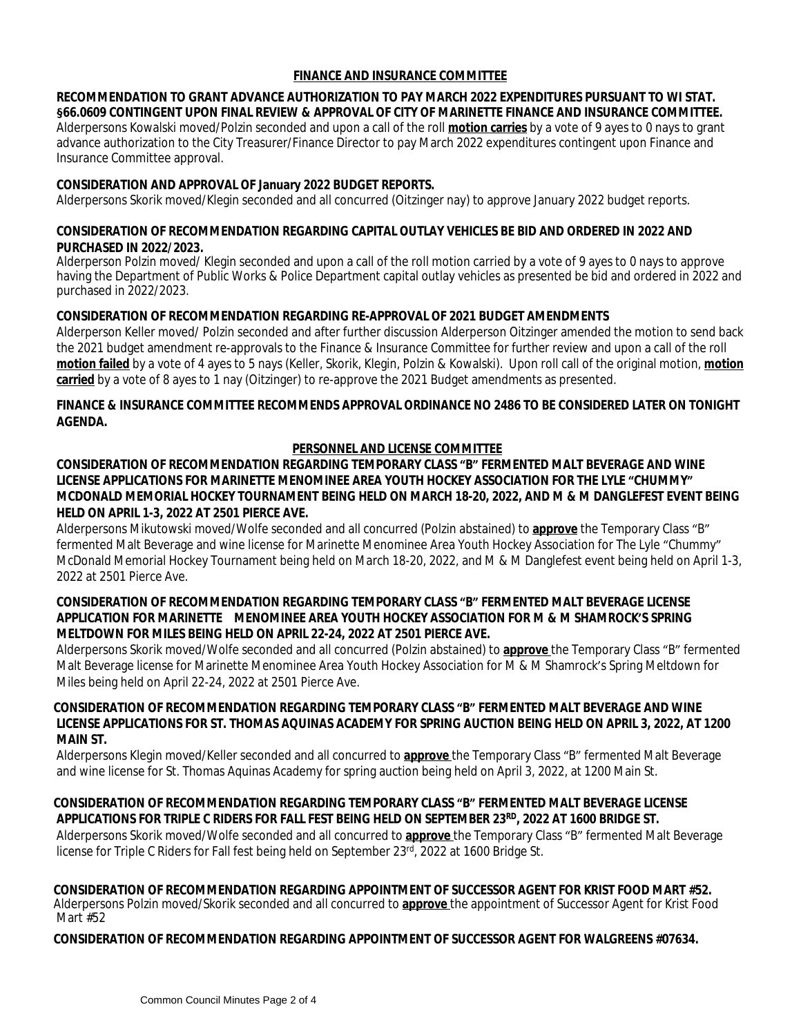## FINANCE AND INSURANCE COMMITTEE

**RECOMMENDATION TO GRANT ADVANCE AUTHORIZATION TO PAY MARCH 2022 EXPENDITURES PURSUANT TO WI STAT. §66.0609 CONTINGENT UPON FINAL REVIEW & APPROVAL OF CITY OF MARINETTE FINANCE AND INSURANCE COMMITTEE.**
Alderpersons Kowalski moved/Polzin seconded and upon a call of the roll **motion carries** by a vote of 9 ayes to 0 nays to grant advance authorization to the City Treasurer/Finance Director to pay March 2022 expenditures contingent upon Finance and Insurance Committee approval.

**CONSIDERATION AND APPROVAL OF January 2022 BUDGET REPORTS.**
Alderpersons Skorik moved/Klegin seconded and all concurred (Oitzinger nay) to approve January 2022 budget reports.

**CONSIDERATION OF RECOMMENDATION REGARDING CAPITAL OUTLAY VEHICLES BE BID AND ORDERED IN 2022 AND PURCHASED IN 2022/2023.**
Alderperson Polzin moved/ Klegin seconded and upon a call of the roll motion carried by a vote of 9 ayes to 0 nays to approve having the Department of Public Works & Police Department capital outlay vehicles as presented be bid and ordered in 2022 and purchased in 2022/2023.

**CONSIDERATION OF RECOMMENDATION REGARDING RE-APPROVAL OF 2021 BUDGET AMENDMENTS**
Alderperson Keller moved/ Polzin seconded and after further discussion Alderperson Oitzinger amended the motion to send back the 2021 budget amendment re-approvals to the Finance & Insurance Committee for further review and upon a call of the roll **motion failed** by a vote of 4 ayes to 5 nays (Keller, Skorik, Klegin, Polzin & Kowalski). Upon roll call of the original motion, **motion carried** by a vote of 8 ayes to 1 nay (Oitzinger) to re-approve the 2021 Budget amendments as presented.

**FINANCE & INSURANCE COMMITTEE RECOMMENDS APPROVAL ORDINANCE NO 2486 TO BE CONSIDERED LATER ON TONIGHT AGENDA.**

## PERSONNEL AND LICENSE COMMITTEE

**CONSIDERATION OF RECOMMENDATION REGARDING TEMPORARY CLASS "B" FERMENTED MALT BEVERAGE AND WINE LICENSE APPLICATIONS FOR MARINETTE MENOMINEE AREA YOUTH HOCKEY ASSOCIATION FOR THE LYLE "CHUMMY" MCDONALD MEMORIAL HOCKEY TOURNAMENT BEING HELD ON MARCH 18-20, 2022, AND M & M DANGLEFEST EVENT BEING HELD ON APRIL 1-3, 2022 AT 2501 PIERCE AVE.**
Alderpersons Mikutowski moved/Wolfe seconded and all concurred (Polzin abstained) to **approve** the Temporary Class "B" fermented Malt Beverage and wine license for Marinette Menominee Area Youth Hockey Association for The Lyle "Chummy" McDonald Memorial Hockey Tournament being held on March 18-20, 2022, and M & M Danglefest event being held on April 1-3, 2022 at 2501 Pierce Ave.

**CONSIDERATION OF RECOMMENDATION REGARDING TEMPORARY CLASS "B" FERMENTED MALT BEVERAGE LICENSE APPLICATION FOR MARINETTE MENOMINEE AREA YOUTH HOCKEY ASSOCIATION FOR M & M SHAMROCK'S SPRING MELTDOWN FOR MILES BEING HELD ON APRIL 22-24, 2022 AT 2501 PIERCE AVE.**
Alderpersons Skorik moved/Wolfe seconded and all concurred (Polzin abstained) to **approve** the Temporary Class "B" fermented Malt Beverage license for Marinette Menominee Area Youth Hockey Association for M & M Shamrock's Spring Meltdown for Miles being held on April 22-24, 2022 at 2501 Pierce Ave.

**CONSIDERATION OF RECOMMENDATION REGARDING TEMPORARY CLASS "B" FERMENTED MALT BEVERAGE AND WINE LICENSE APPLICATIONS FOR ST. THOMAS AQUINAS ACADEMY FOR SPRING AUCTION BEING HELD ON APRIL 3, 2022, AT 1200 MAIN ST.**
Alderpersons Klegin moved/Keller seconded and all concurred to **approve** the Temporary Class "B" fermented Malt Beverage and wine license for St. Thomas Aquinas Academy for spring auction being held on April 3, 2022, at 1200 Main St.

**CONSIDERATION OF RECOMMENDATION REGARDING TEMPORARY CLASS "B" FERMENTED MALT BEVERAGE LICENSE APPLICATIONS FOR TRIPLE C RIDERS FOR FALL FEST BEING HELD ON SEPTEMBER 23RD, 2022 AT 1600 BRIDGE ST.**
Alderpersons Skorik moved/Wolfe seconded and all concurred to **approve** the Temporary Class "B" fermented Malt Beverage license for Triple C Riders for Fall fest being held on September 23rd, 2022 at 1600 Bridge St.

**CONSIDERATION OF RECOMMENDATION REGARDING APPOINTMENT OF SUCCESSOR AGENT FOR KRIST FOOD MART #52.**
Alderpersons Polzin moved/Skorik seconded and all concurred to **approve** the appointment of Successor Agent for Krist Food Mart #52

**CONSIDERATION OF RECOMMENDATION REGARDING APPOINTMENT OF SUCCESSOR AGENT FOR WALGREENS #07634.**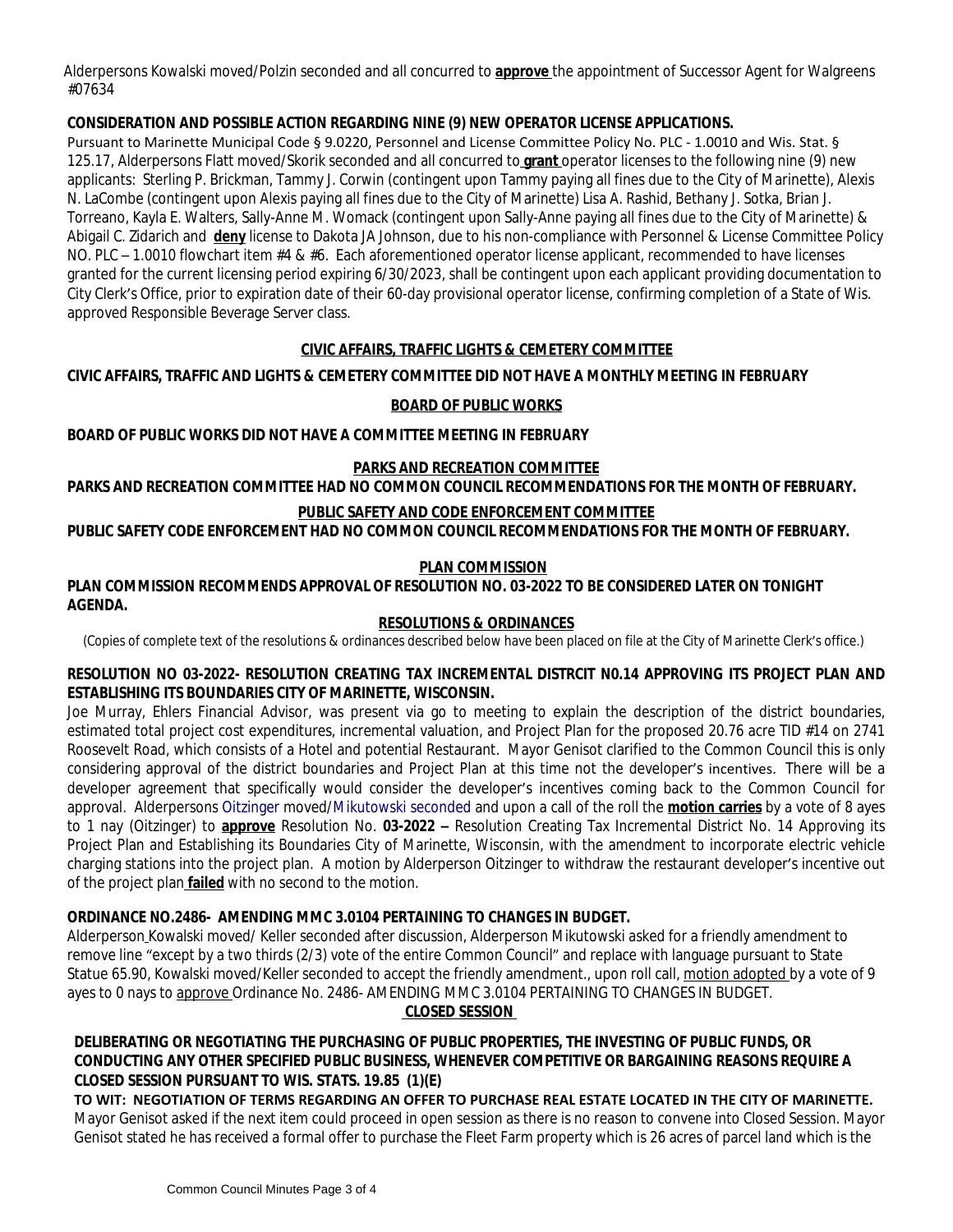Alderpersons Kowalski moved/Polzin seconded and all concurred to **approve** the appointment of Successor Agent for Walgreens #07634

**CONSIDERATION AND POSSIBLE ACTION REGARDING NINE (9) NEW OPERATOR LICENSE APPLICATIONS.**

Pursuant to Marinette Municipal Code § 9.0220, Personnel and License Committee Policy No. PLC - 1.0010 and Wis. Stat. § 125.17, Alderpersons Flatt moved/Skorik seconded and all concurred to **grant** operator licenses to the following nine (9) new applicants: Sterling P. Brickman, Tammy J. Corwin (contingent upon Tammy paying all fines due to the City of Marinette), Alexis N. LaCombe (contingent upon Alexis paying all fines due to the City of Marinette) Lisa A. Rashid, Bethany J. Sotka, Brian J. Torreano, Kayla E. Walters, Sally-Anne M. Womack (contingent upon Sally-Anne paying all fines due to the City of Marinette) & Abigail C. Zidarich and **deny** license to Dakota JA Johnson, due to his non-compliance with Personnel & License Committee Policy NO. PLC – 1.0010 flowchart item #4 & #6. Each aforementioned operator license applicant, recommended to have licenses granted for the current licensing period expiring 6/30/2023, shall be contingent upon each applicant providing documentation to City Clerk's Office, prior to expiration date of their 60-day provisional operator license, confirming completion of a State of Wis. approved Responsible Beverage Server class.

## CIVIC AFFAIRS, TRAFFIC LIGHTS & CEMETERY COMMITTEE

**CIVIC AFFAIRS, TRAFFIC AND LIGHTS & CEMETERY COMMITTEE DID NOT HAVE A MONTHLY MEETING IN FEBRUARY**

## BOARD OF PUBLIC WORKS

**BOARD OF PUBLIC WORKS DID NOT HAVE A COMMITTEE MEETING IN FEBRUARY**

## PARKS AND RECREATION COMMITTEE

**PARKS AND RECREATION COMMITTEE HAD NO COMMON COUNCIL RECOMMENDATIONS FOR THE MONTH OF FEBRUARY.**

## PUBLIC SAFETY AND CODE ENFORCEMENT COMMITTEE

**PUBLIC SAFETY CODE ENFORCEMENT HAD NO COMMON COUNCIL RECOMMENDATIONS FOR THE MONTH OF FEBRUARY.**

## PLAN COMMISSION

**PLAN COMMISSION RECOMMENDS APPROVAL OF RESOLUTION NO. 03-2022 TO BE CONSIDERED LATER ON TONIGHT AGENDA.**

## RESOLUTIONS & ORDINANCES

(Copies of complete text of the resolutions & ordinances described below have been placed on file at the City of Marinette Clerk's office.)

**RESOLUTION NO 03-2022- RESOLUTION CREATING TAX INCREMENTAL DISTRCIT N0.14 APPROVING ITS PROJECT PLAN AND ESTABLISHING ITS BOUNDARIES CITY OF MARINETTE, WISCONSIN.**

Joe Murray, Ehlers Financial Advisor, was present via go to meeting to explain the description of the district boundaries, estimated total project cost expenditures, incremental valuation, and Project Plan for the proposed 20.76 acre TID #14 on 2741 Roosevelt Road, which consists of a Hotel and potential Restaurant. Mayor Genisot clarified to the Common Council this is only considering approval of the district boundaries and Project Plan at this time not the developer's incentives. There will be a developer agreement that specifically would consider the developer's incentives coming back to the Common Council for approval. Alderpersons Oitzinger moved/Mikutowski seconded and upon a call of the roll the **motion carries** by a vote of 8 ayes to 1 nay (Oitzinger) to **approve** Resolution No. **03-2022 –** Resolution Creating Tax Incremental District No. 14 Approving its Project Plan and Establishing its Boundaries City of Marinette, Wisconsin, with the amendment to incorporate electric vehicle charging stations into the project plan. A motion by Alderperson Oitzinger to withdraw the restaurant developer's incentive out of the project plan **failed** with no second to the motion.

**ORDINANCE NO.2486- AMENDING MMC 3.0104 PERTAINING TO CHANGES IN BUDGET.**

Alderperson Kowalski moved/ Keller seconded after discussion, Alderperson Mikutowski asked for a friendly amendment to remove line "except by a two thirds (2/3) vote of the entire Common Council" and replace with language pursuant to State Statue 65.90, Kowalski moved/Keller seconded to accept the friendly amendment., upon roll call, motion adopted by a vote of 9 ayes to 0 nays to approve Ordinance No. 2486- AMENDING MMC 3.0104 PERTAINING TO CHANGES IN BUDGET.

## CLOSED SESSION

**DELIBERATING OR NEGOTIATING THE PURCHASING OF PUBLIC PROPERTIES, THE INVESTING OF PUBLIC FUNDS, OR CONDUCTING ANY OTHER SPECIFIED PUBLIC BUSINESS, WHENEVER COMPETITIVE OR BARGAINING REASONS REQUIRE A CLOSED SESSION PURSUANT TO WIS. STATS. 19.85 (1)(E)**

**TO WIT: NEGOTIATION OF TERMS REGARDING AN OFFER TO PURCHASE REAL ESTATE LOCATED IN THE CITY OF MARINETTE.**

Mayor Genisot asked if the next item could proceed in open session as there is no reason to convene into Closed Session. Mayor Genisot stated he has received a formal offer to purchase the Fleet Farm property which is 26 acres of parcel land which is the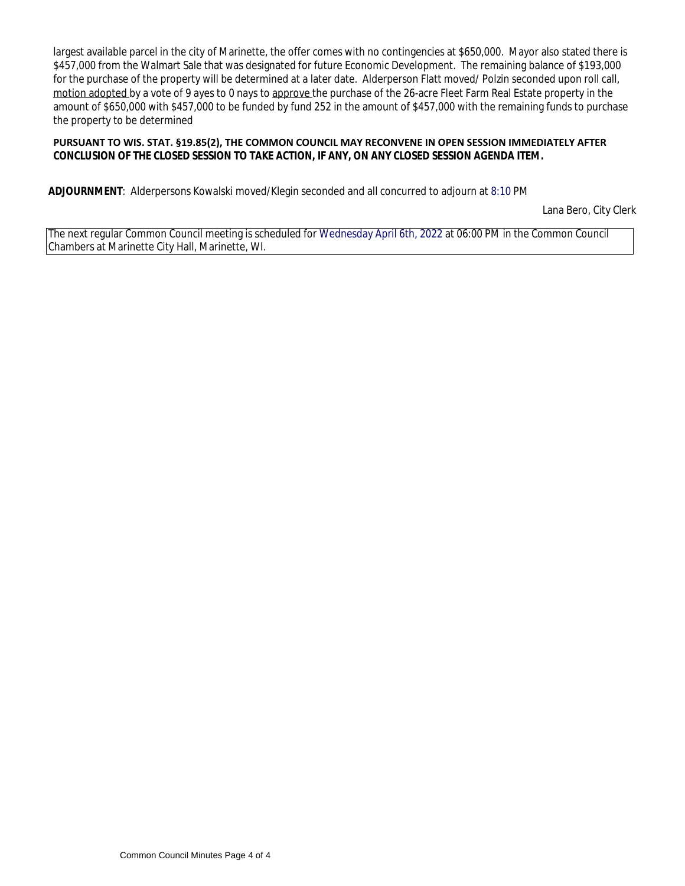largest available parcel in the city of Marinette, the offer comes with no contingencies at $650,000. Mayor also stated there is $457,000 from the Walmart Sale that was designated for future Economic Development. The remaining balance of $193,000 for the purchase of the property will be determined at a later date. Alderperson Flatt moved/ Polzin seconded upon roll call, motion adopted by a vote of 9 ayes to 0 nays to approve the purchase of the 26-acre Fleet Farm Real Estate property in the amount of $650,000 with $457,000 to be funded by fund 252 in the amount of $457,000 with the remaining funds to purchase the property to be determined

**PURSUANT TO WIS. STAT. §19.85(2), THE COMMON COUNCIL MAY RECONVENE IN OPEN SESSION IMMEDIATELY AFTER CONCLUSION OF THE CLOSED SESSION TO TAKE ACTION, IF ANY, ON ANY CLOSED SESSION AGENDA ITEM.**

**ADJOURNMENT**: Alderpersons Kowalski moved/Klegin seconded and all concurred to adjourn at 8:10 PM

Lana Bero, City Clerk

The next regular Common Council meeting is scheduled for Wednesday April 6th, 2022 at 06:00 PM in the Common Council Chambers at Marinette City Hall, Marinette, WI.